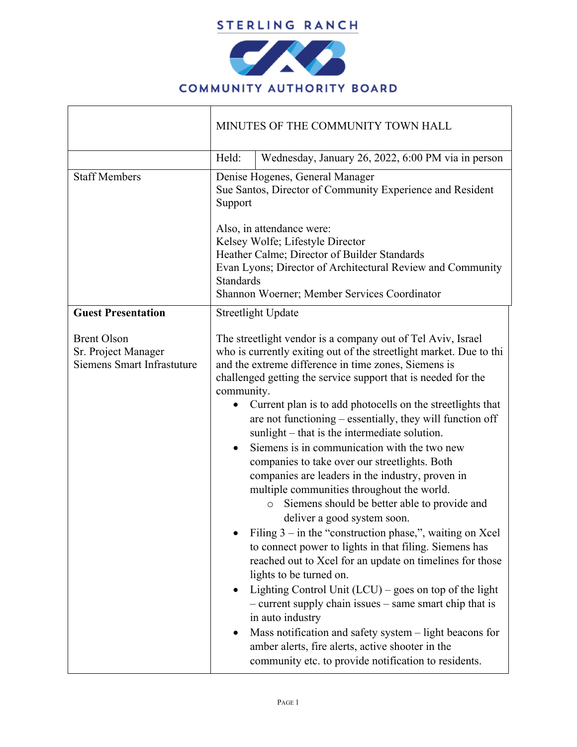STERLING RANCH

COMMUNITY AUTHORITY BOARD

| | MINUTES OF THE COMMUNITY TOWN HALL | |
|---|---|---|
| | Held: | Wednesday, January 26, 2022, 6:00 PM via in person |
| Staff Members | Denise Hogenes, General Manager<br>Sue Santos, Director of Community Experience and Resident Support<br><br>Also, in attendance were:<br>Kelsey Wolfe; Lifestyle Director<br>Heather Calme; Director of Builder Standards<br>Evan Lyons; Director of Architectural Review and Community Standards<br>Shannon Woerner; Member Services Coordinator | |
| **Guest Presentation**<br><br>Brent Olson<br>Sr. Project Manager<br>Siemens Smart Infrastuture | Streetlight Update<br><br>The streetlight vendor is a company out of Tel Aviv, Israel who is currently exiting out of the streetlight market. Due to thi and the extreme difference in time zones, Siemens is challenged getting the service support that is needed for the community.<br>• Current plan is to add photocells on the streetlights that are not functioning – essentially, they will function off sunlight – that is the intermediate solution.<br>• Siemens is in communication with the two new companies to take over our streetlights. Both companies are leaders in the industry, proven in multiple communities throughout the world.<br>&nbsp;&nbsp;&nbsp;&nbsp;○ Siemens should be better able to provide and deliver a good system soon.<br>• Filing 3 – in the "construction phase,", waiting on Xcel to connect power to lights in that filing. Siemens has reached out to Xcel for an update on timelines for those lights to be turned on.<br>• Lighting Control Unit (LCU) – goes on top of the light – current supply chain issues – same smart chip that is in auto industry<br>• Mass notification and safety system – light beacons for amber alerts, fire alerts, active shooter in the community etc. to provide notification to residents. | |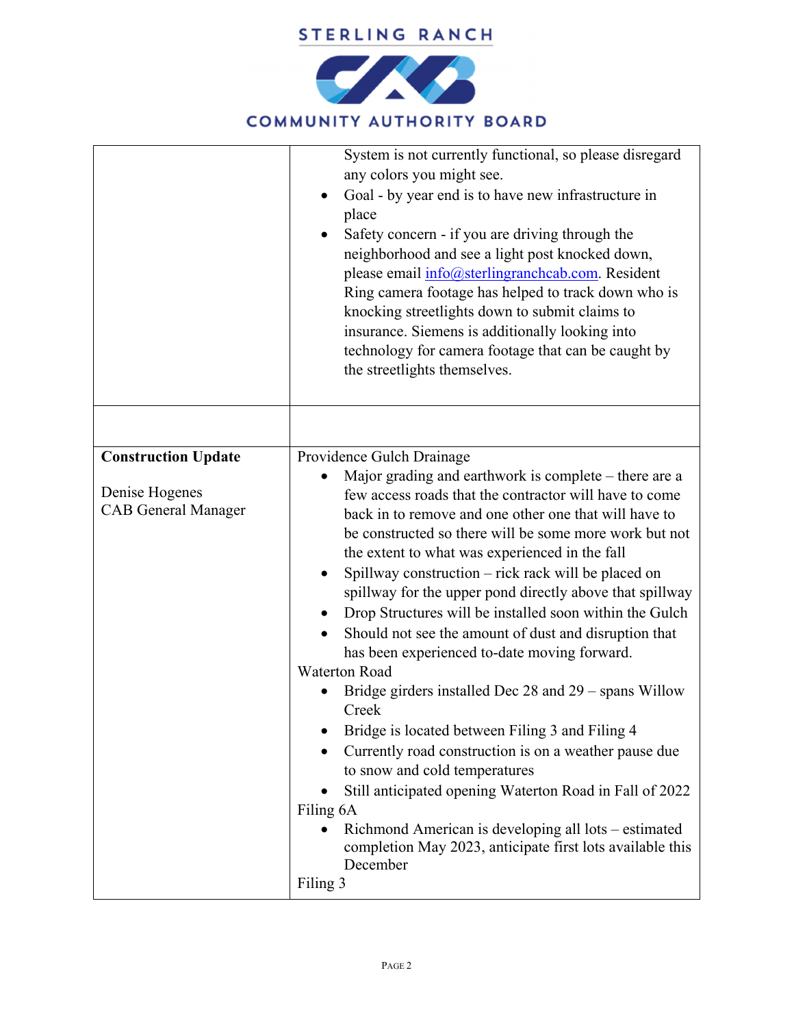| | |
|---|---|
| | System is not currently functional, so please disregard any colors you might see.<br>• Goal - by year end is to have new infrastructure in place<br>• Safety concern - if you are driving through the neighborhood and see a light post knocked down, please email info@sterlingranchcab.com. Resident Ring camera footage has helped to track down who is knocking streetlights down to submit claims to insurance. Siemens is additionally looking into technology for camera footage that can be caught by the streetlights themselves. |
| | |
| **Construction Update**<br><br>Denise Hogenes<br>CAB General Manager | Providence Gulch Drainage<br>• Major grading and earthwork is complete – there are a few access roads that the contractor will have to come back in to remove and one other one that will have to be constructed so there will be some more work but not the extent to what was experienced in the fall<br>• Spillway construction – rick rack will be placed on spillway for the upper pond directly above that spillway<br>• Drop Structures will be installed soon within the Gulch<br>• Should not see the amount of dust and disruption that has been experienced to-date moving forward.<br>Waterton Road<br>• Bridge girders installed Dec 28 and 29 – spans Willow Creek<br>• Bridge is located between Filing 3 and Filing 4<br>• Currently road construction is on a weather pause due to snow and cold temperatures<br>• Still anticipated opening Waterton Road in Fall of 2022<br>Filing 6A<br>• Richmond American is developing all lots – estimated completion May 2023, anticipate first lots available this December<br>Filing 3 |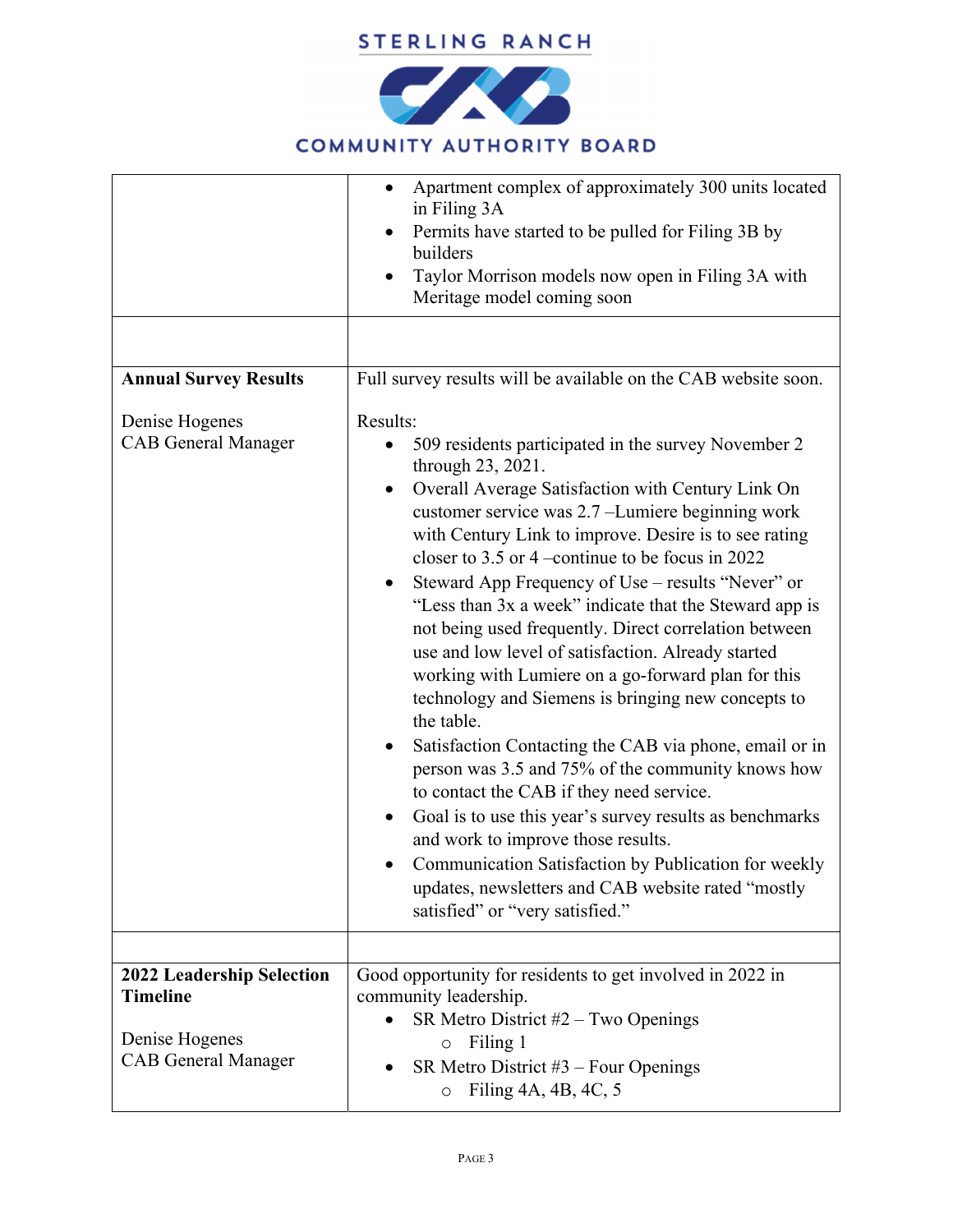| | |
|---|---|
| | • Apartment complex of approximately 300 units located in Filing 3A<br>• Permits have started to be pulled for Filing 3B by builders<br>• Taylor Morrison models now open in Filing 3A with Meritage model coming soon |
| | |
| **Annual Survey Results**<br><br>Denise Hogenes<br>CAB General Manager | Full survey results will be available on the CAB website soon.<br><br>Results:<br>• 509 residents participated in the survey November 2 through 23, 2021.<br>• Overall Average Satisfaction with Century Link On customer service was 2.7 –Lumiere beginning work with Century Link to improve. Desire is to see rating closer to 3.5 or 4 –continue to be focus in 2022<br>• Steward App Frequency of Use – results "Never" or "Less than 3x a week" indicate that the Steward app is not being used frequently. Direct correlation between use and low level of satisfaction. Already started working with Lumiere on a go-forward plan for this technology and Siemens is bringing new concepts to the table.<br>• Satisfaction Contacting the CAB via phone, email or in person was 3.5 and 75% of the community knows how to contact the CAB if they need service.<br>• Goal is to use this year's survey results as benchmarks and work to improve those results.<br>• Communication Satisfaction by Publication for weekly updates, newsletters and CAB website rated "mostly satisfied" or "very satisfied." |
| | |
| **2022 Leadership Selection Timeline**<br><br>Denise Hogenes<br>CAB General Manager | Good opportunity for residents to get involved in 2022 in community leadership.<br>• SR Metro District #2 – Two Openings<br>  ○ Filing 1<br>• SR Metro District #3 – Four Openings<br>  ○ Filing 4A, 4B, 4C, 5 |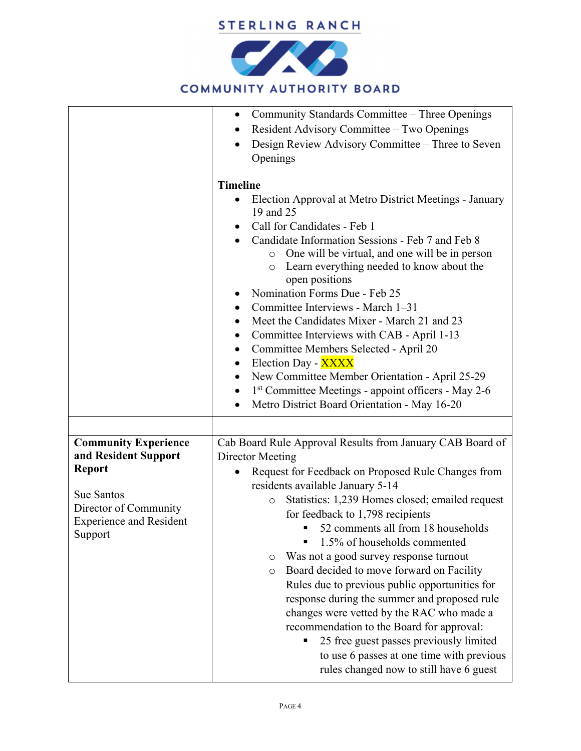| | |
|---|---|
| | • Community Standards Committee – Three Openings<br>• Resident Advisory Committee – Two Openings<br>• Design Review Advisory Committee – Three to Seven Openings<br><br>**Timeline**<br>• Election Approval at Metro District Meetings - January 19 and 25<br>• Call for Candidates - Feb 1<br>• Candidate Information Sessions - Feb 7 and Feb 8<br>  ○ One will be virtual, and one will be in person<br>  ○ Learn everything needed to know about the open positions<br>• Nomination Forms Due - Feb 25<br>• Committee Interviews - March 1–31<br>• Meet the Candidates Mixer - March 21 and 23<br>• Committee Interviews with CAB - April 1-13<br>• Committee Members Selected - April 20<br>• Election Day - XXXX<br>• New Committee Member Orientation - April 25-29<br>• 1st Committee Meetings - appoint officers - May 2-6<br>• Metro District Board Orientation - May 16-20 |
| | |
| **Community Experience and Resident Support Report**<br><br>Sue Santos<br>Director of Community Experience and Resident Support | Cab Board Rule Approval Results from January CAB Board of Director Meeting<br>• Request for Feedback on Proposed Rule Changes from residents available January 5-14<br>  ○ Statistics: 1,239 Homes closed; emailed request for feedback to 1,798 recipients<br>    ▪ 52 comments all from 18 households<br>    ▪ 1.5% of households commented<br>  ○ Was not a good survey response turnout<br>  ○ Board decided to move forward on Facility Rules due to previous public opportunities for response during the summer and proposed rule changes were vetted by the RAC who made a recommendation to the Board for approval:<br>    ▪ 25 free guest passes previously limited to use 6 passes at one time with previous rules changed now to still have 6 guest |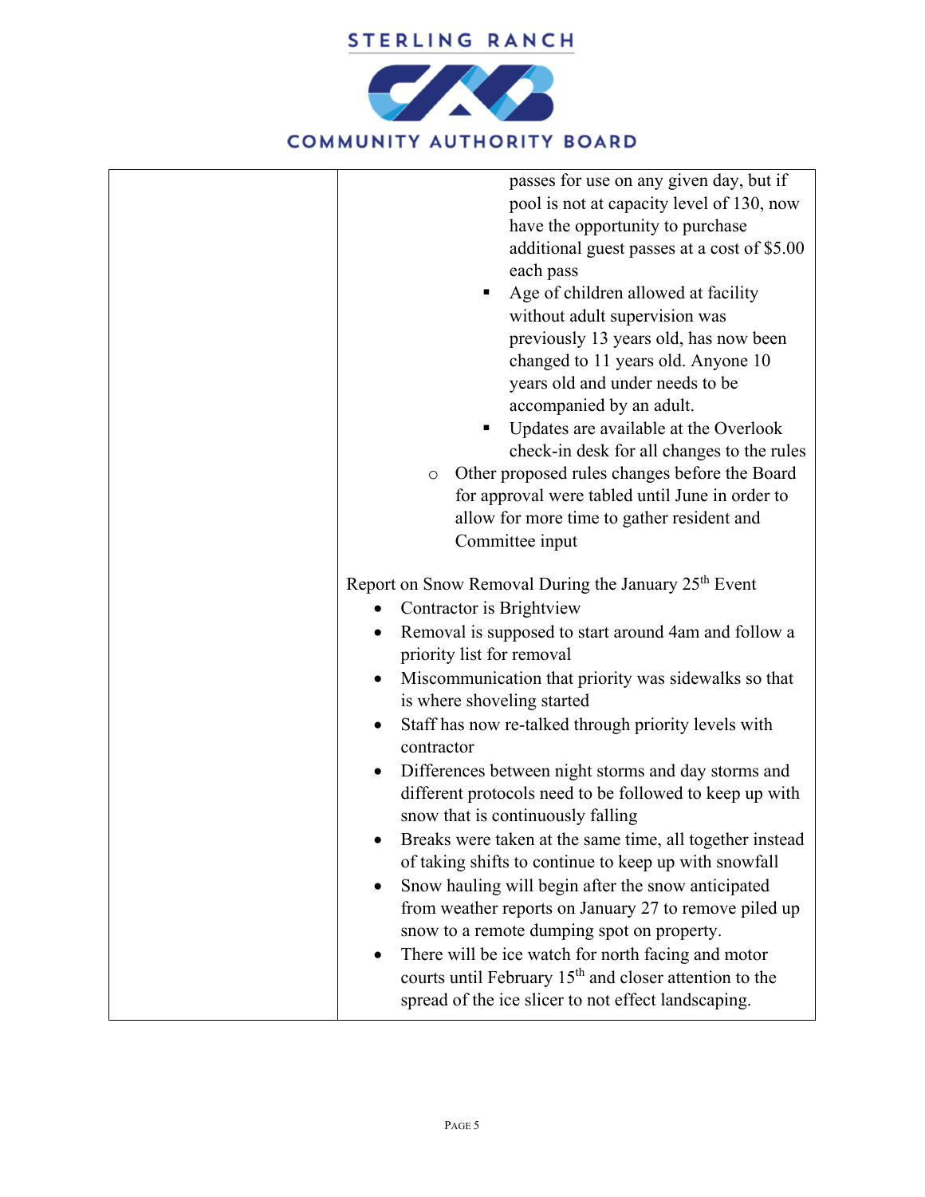| | |
|---|---|
| | passes for use on any given day, but if pool is not at capacity level of 130, now have the opportunity to purchase additional guest passes at a cost of $5.00 each pass<br>▪ Age of children allowed at facility without adult supervision was previously 13 years old, has now been changed to 11 years old. Anyone 10 years old and under needs to be accompanied by an adult.<br>▪ Updates are available at the Overlook check-in desk for all changes to the rules<br>○ Other proposed rules changes before the Board for approval were tabled until June in order to allow for more time to gather resident and Committee input<br><br>Report on Snow Removal During the January 25th Event<br>• Contractor is Brightview<br>• Removal is supposed to start around 4am and follow a priority list for removal<br>• Miscommunication that priority was sidewalks so that is where shoveling started<br>• Staff has now re-talked through priority levels with contractor<br>• Differences between night storms and day storms and different protocols need to be followed to keep up with snow that is continuously falling<br>• Breaks were taken at the same time, all together instead of taking shifts to continue to keep up with snowfall<br>• Snow hauling will begin after the snow anticipated from weather reports on January 27 to remove piled up snow to a remote dumping spot on property.<br>• There will be ice watch for north facing and motor courts until February 15th and closer attention to the spread of the ice slicer to not effect landscaping. |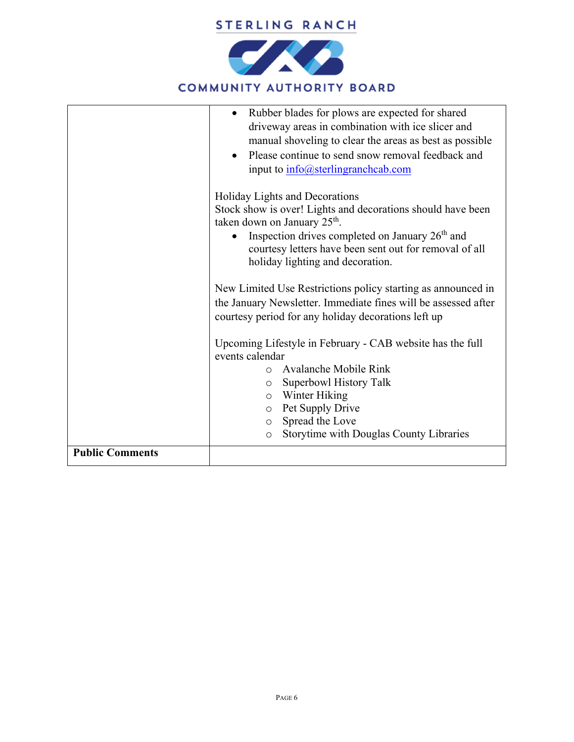| | |
|---|---|
| | • Rubber blades for plows are expected for shared driveway areas in combination with ice slicer and manual shoveling to clear the areas as best as possible<br>• Please continue to send snow removal feedback and input to info@sterlingranchcab.com<br><br>Holiday Lights and Decorations<br>Stock show is over! Lights and decorations should have been taken down on January 25th.<br>• Inspection drives completed on January 26th and courtesy letters have been sent out for removal of all holiday lighting and decoration.<br><br>New Limited Use Restrictions policy starting as announced in the January Newsletter. Immediate fines will be assessed after courtesy period for any holiday decorations left up<br><br>Upcoming Lifestyle in February - CAB website has the full events calendar<br>○ Avalanche Mobile Rink<br>○ Superbowl History Talk<br>○ Winter Hiking<br>○ Pet Supply Drive<br>○ Spread the Love<br>○ Storytime with Douglas County Libraries |
| **Public Comments** | |